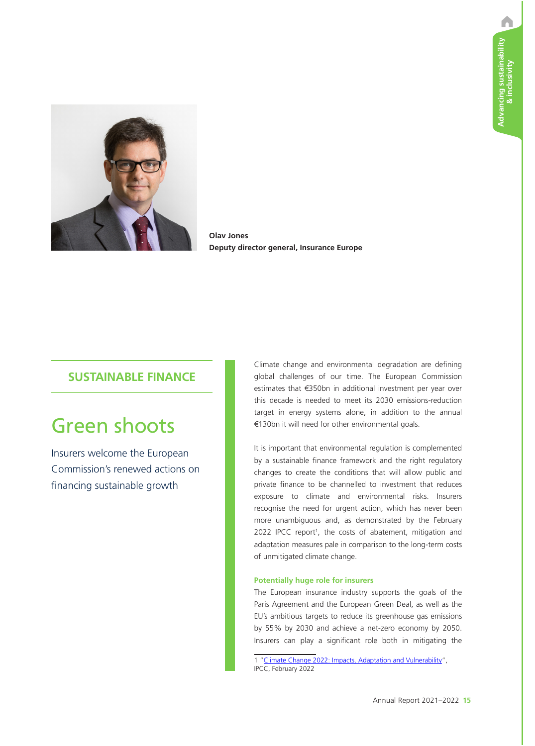**Olav Jones**
**Deputy director general, Insurance Europe**

## SUSTAINABLE FINANCE

# Green shoots

Insurers welcome the European Commission's renewed actions on financing sustainable growth

Climate change and environmental degradation are defining global challenges of our time. The European Commission estimates that €350bn in additional investment per year over this decade is needed to meet its 2030 emissions-reduction target in energy systems alone, in addition to the annual €130bn it will need for other environmental goals.

It is important that environmental regulation is complemented by a sustainable finance framework and the right regulatory changes to create the conditions that will allow public and private finance to be channelled to investment that reduces exposure to climate and environmental risks. Insurers recognise the need for urgent action, which has never been more unambiguous and, as demonstrated by the February 2022 IPCC report[1], the costs of abatement, mitigation and adaptation measures pale in comparison to the long-term costs of unmitigated climate change.

### Potentially huge role for insurers

The European insurance industry supports the goals of the Paris Agreement and the European Green Deal, as well as the EU's ambitious targets to reduce its greenhouse gas emissions by 55% by 2030 and achieve a net-zero economy by 2050. Insurers can play a significant role both in mitigating the

1 "Climate Change 2022: Impacts, Adaptation and Vulnerability", IPCC, February 2022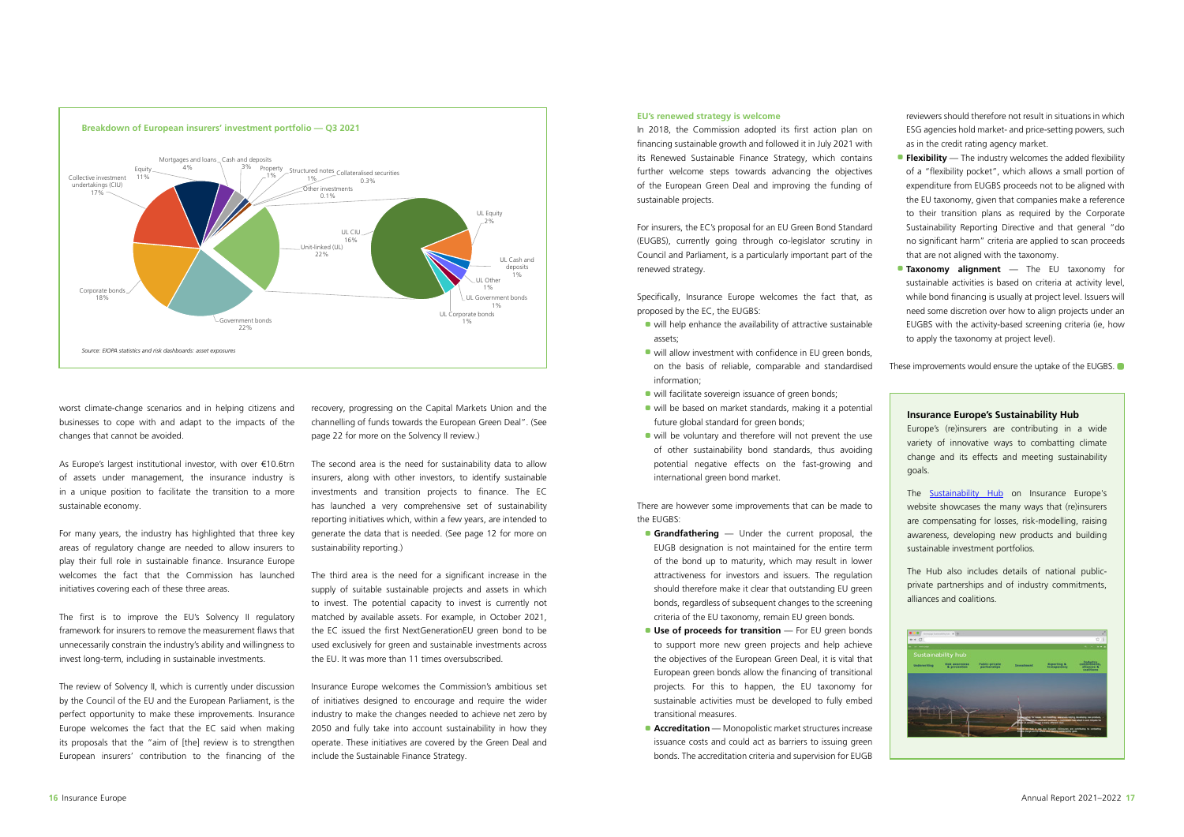**Breakdown of European insurers' investment portfolio — Q3 2021**

Mortgages and loans 4%
Cash and deposits 3%
Equity 11%
Property 1%
Structured notes 1%
Collateralised securities 0.3%
Collective investment undertakings (CIU) 17%
Other investments 0.1%
Unit-linked (UL) 22%
UL CIU 16%
UL Equity 2%
UL Cash and deposits 1%
UL Other 1%
UL Government bonds 1%
UL Corporate bonds 1%
Corporate bonds 18%
Government bonds 22%

*Source: EIOPA statistics and risk dashboards: asset exposures*

worst climate-change scenarios and in helping citizens and businesses to cope with and adapt to the impacts of the changes that cannot be avoided.

As Europe's largest institutional investor, with over €10.6trn of assets under management, the insurance industry is in a unique position to facilitate the transition to a more sustainable economy.

For many years, the industry has highlighted that three key areas of regulatory change are needed to allow insurers to play their full role in sustainable finance. Insurance Europe welcomes the fact that the Commission has launched initiatives covering each of these three areas.

The first is to improve the EU's Solvency II regulatory framework for insurers to remove the measurement flaws that unnecessarily constrain the industry's ability and willingness to invest long-term, including in sustainable investments.

The review of Solvency II, which is currently under discussion by the Council of the EU and the European Parliament, is the perfect opportunity to make these improvements. Insurance Europe welcomes the fact that the EC said when making its proposals that the "aim of [the] review is to strengthen European insurers' contribution to the financing of the recovery, progressing on the Capital Markets Union and the channelling of funds towards the European Green Deal". (See page 22 for more on the Solvency II review.)

The second area is the need for sustainability data to allow insurers, along with other investors, to identify sustainable investments and transition projects to finance. The EC has launched a very comprehensive set of sustainability reporting initiatives which, within a few years, are intended to generate the data that is needed. (See page 12 for more on sustainability reporting.)

The third area is the need for a significant increase in the supply of suitable sustainable projects and assets in which to invest. The potential capacity to invest is currently not matched by available assets. For example, in October 2021, the EC issued the first NextGenerationEU green bond to be used exclusively for green and sustainable investments across the EU. It was more than 11 times oversubscribed.

Insurance Europe welcomes the Commission's ambitious set of initiatives designed to encourage and require the wider industry to make the changes needed to achieve net zero by 2050 and fully take into account sustainability in how they operate. These initiatives are covered by the Green Deal and include the Sustainable Finance Strategy.

### EU's renewed strategy is welcome

In 2018, the Commission adopted its first action plan on financing sustainable growth and followed it in July 2021 with its Renewed Sustainable Finance Strategy, which contains further welcome steps towards advancing the objectives of the European Green Deal and improving the funding of sustainable projects.

For insurers, the EC's proposal for an EU Green Bond Standard (EUGBS), currently going through co-legislator scrutiny in Council and Parliament, is a particularly important part of the renewed strategy.

Specifically, Insurance Europe welcomes the fact that, as proposed by the EC, the EUGBS:

- will help enhance the availability of attractive sustainable assets;
- will allow investment with confidence in EU green bonds, on the basis of reliable, comparable and standardised information;
- will facilitate sovereign issuance of green bonds;
- will be based on market standards, making it a potential future global standard for green bonds;
- will be voluntary and therefore will not prevent the use of other sustainability bond standards, thus avoiding potential negative effects on the fast-growing and international green bond market.

There are however some improvements that can be made to the EUGBS:

- **Grandfathering** — Under the current proposal, the EUGB designation is not maintained for the entire term of the bond up to maturity, which may result in lower attractiveness for investors and issuers. The regulation should therefore make it clear that outstanding EU green bonds, regardless of subsequent changes to the screening criteria of the EU taxonomy, remain EU green bonds.
- **Use of proceeds for transition** — For EU green bonds to support more new green projects and help achieve the objectives of the European Green Deal, it is vital that European green bonds allow the financing of transitional projects. For this to happen, the EU taxonomy for sustainable activities must be developed to fully embed transitional measures.
- **Accreditation** — Monopolistic market structures increase issuance costs and could act as barriers to issuing green bonds. The accreditation criteria and supervision for EUGB reviewers should therefore not result in situations in which ESG agencies hold market- and price-setting powers, such as in the credit rating agency market.
- **Flexibility** — The industry welcomes the added flexibility of a "flexibility pocket", which allows a small portion of expenditure from EUGBS proceeds not to be aligned with the EU taxonomy, given that companies make a reference to their transition plans as required by the Corporate Sustainability Reporting Directive and that general "do no significant harm" criteria are applied to scan proceeds that are not aligned with the taxonomy.
- **Taxonomy alignment** — The EU taxonomy for sustainable activities is based on criteria at activity level, while bond financing is usually at project level. Issuers will need some discretion over how to align projects under an EUGBS with the activity-based screening criteria (ie, how to apply the taxonomy at project level).

These improvements would ensure the uptake of the EUGBS.

### Insurance Europe's Sustainability Hub

Europe's (re)insurers are contributing in a wide variety of innovative ways to combatting climate change and its effects and meeting sustainability goals.

The Sustainability Hub on Insurance Europe's website showcases the many ways that (re)insurers are compensating for losses, risk-modelling, raising awareness, developing new products and building sustainable investment portfolios.

The Hub also includes details of national public-private partnerships and of industry commitments, alliances and coalitions.